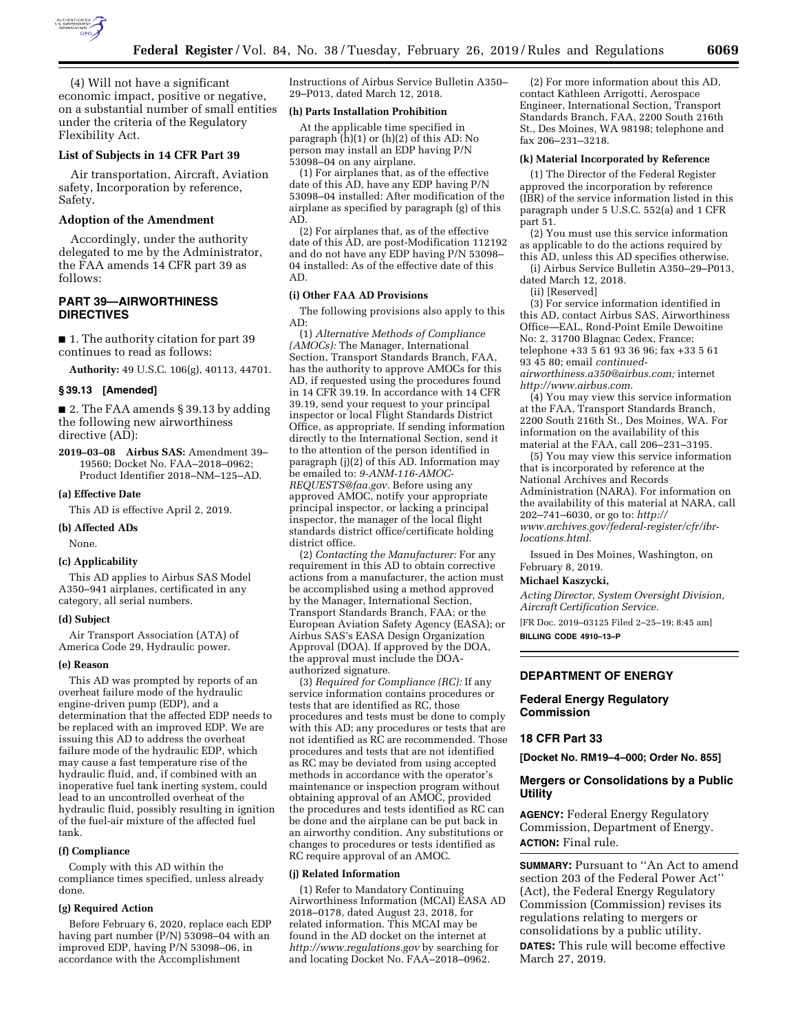(4) Will not have a significant economic impact, positive or negative, on a substantial number of small entities under the criteria of the Regulatory Flexibility Act.

### List of Subjects in 14 CFR Part 39

Air transportation, Aircraft, Aviation safety, Incorporation by reference, Safety.

### Adoption of the Amendment

Accordingly, under the authority delegated to me by the Administrator, the FAA amends 14 CFR part 39 as follows:

## PART 39—AIRWORTHINESS DIRECTIVES

■ 1. The authority citation for part 39 continues to read as follows:

**Authority:** 49 U.S.C. 106(g), 40113, 44701.

### § 39.13 [Amended]

■ 2. The FAA amends § 39.13 by adding the following new airworthiness directive (AD):

**2019–03–08 Airbus SAS:** Amendment 39–19560; Docket No. FAA–2018–0962; Product Identifier 2018–NM–125–AD.

**(a) Effective Date**

This AD is effective April 2, 2019.

**(b) Affected ADs**

None.

**(c) Applicability**

This AD applies to Airbus SAS Model A350–941 airplanes, certificated in any category, all serial numbers.

**(d) Subject**

Air Transport Association (ATA) of America Code 29, Hydraulic power.

**(e) Reason**

This AD was prompted by reports of an overheat failure mode of the hydraulic engine-driven pump (EDP), and a determination that the affected EDP needs to be replaced with an improved EDP. We are issuing this AD to address the overheat failure mode of the hydraulic EDP, which may cause a fast temperature rise of the hydraulic fluid, and, if combined with an inoperative fuel tank inerting system, could lead to an uncontrolled overheat of the hydraulic fluid, possibly resulting in ignition of the fuel-air mixture of the affected fuel tank.

**(f) Compliance**

Comply with this AD within the compliance times specified, unless already done.

**(g) Required Action**

Before February 6, 2020, replace each EDP having part number (P/N) 53098–04 with an improved EDP, having P/N 53098–06, in accordance with the Accomplishment Instructions of Airbus Service Bulletin A350–29–P013, dated March 12, 2018.

**(h) Parts Installation Prohibition**

At the applicable time specified in paragraph (h)(1) or (h)(2) of this AD: No person may install an EDP having P/N 53098–04 on any airplane.

(1) For airplanes that, as of the effective date of this AD, have any EDP having P/N 53098–04 installed: After modification of the airplane as specified by paragraph (g) of this AD.

(2) For airplanes that, as of the effective date of this AD, are post-Modification 112192 and do not have any EDP having P/N 53098–04 installed: As of the effective date of this AD.

**(i) Other FAA AD Provisions**

The following provisions also apply to this AD:

(1) *Alternative Methods of Compliance (AMOCs):* The Manager, International Section, Transport Standards Branch, FAA, has the authority to approve AMOCs for this AD, if requested using the procedures found in 14 CFR 39.19. In accordance with 14 CFR 39.19, send your request to your principal inspector or local Flight Standards District Office, as appropriate. If sending information directly to the International Section, send it to the attention of the person identified in paragraph (j)(2) of this AD. Information may be emailed to: *9-ANM-116-AMOC-REQUESTS@faa.gov*. Before using any approved AMOC, notify your appropriate principal inspector, or lacking a principal inspector, the manager of the local flight standards district office/certificate holding district office.

(2) *Contacting the Manufacturer:* For any requirement in this AD to obtain corrective actions from a manufacturer, the action must be accomplished using a method approved by the Manager, International Section, Transport Standards Branch, FAA; or the European Aviation Safety Agency (EASA); or Airbus SAS's EASA Design Organization Approval (DOA). If approved by the DOA, the approval must include the DOA-authorized signature.

(3) *Required for Compliance (RC):* If any service information contains procedures or tests that are identified as RC, those procedures and tests must be done to comply with this AD; any procedures or tests that are not identified as RC are recommended. Those procedures and tests that are not identified as RC may be deviated from using accepted methods in accordance with the operator's maintenance or inspection program without obtaining approval of an AMOC, provided the procedures and tests identified as RC can be done and the airplane can be put back in an airworthy condition. Any substitutions or changes to procedures or tests identified as RC require approval of an AMOC.

**(j) Related Information**

(1) Refer to Mandatory Continuing Airworthiness Information (MCAI) EASA AD 2018–0178, dated August 23, 2018, for related information. This MCAI may be found in the AD docket on the internet at *http://www.regulations.gov* by searching for and locating Docket No. FAA–2018–0962.

(2) For more information about this AD, contact Kathleen Arrigotti, Aerospace Engineer, International Section, Transport Standards Branch, FAA, 2200 South 216th St., Des Moines, WA 98198; telephone and fax 206–231–3218.

**(k) Material Incorporated by Reference**

(1) The Director of the Federal Register approved the incorporation by reference (IBR) of the service information listed in this paragraph under 5 U.S.C. 552(a) and 1 CFR part 51.

(2) You must use this service information as applicable to do the actions required by this AD, unless this AD specifies otherwise.

(i) Airbus Service Bulletin A350–29–P013, dated March 12, 2018.

(ii) [Reserved]

(3) For service information identified in this AD, contact Airbus SAS, Airworthiness Office—EAL, Rond-Point Emile Dewoitine No: 2, 31700 Blagnac Cedex, France; telephone +33 5 61 93 36 96; fax +33 5 61 93 45 80; email *continued-airworthiness.a350@airbus.com;* internet *http://www.airbus.com.*

(4) You may view this service information at the FAA, Transport Standards Branch, 2200 South 216th St., Des Moines, WA. For information on the availability of this material at the FAA, call 206–231–3195.

(5) You may view this service information that is incorporated by reference at the National Archives and Records Administration (NARA). For information on the availability of this material at NARA, call 202–741–6030, or go to: *http://www.archives.gov/federal-register/cfr/ibr-locations.html.*

Issued in Des Moines, Washington, on February 8, 2019.

**Michael Kaszycki,**

*Acting Director, System Oversight Division, Aircraft Certification Service.*

[FR Doc. 2019–03125 Filed 2–25–19; 8:45 am]

**BILLING CODE 4910–13–P**

---

## DEPARTMENT OF ENERGY

## Federal Energy Regulatory Commission

## 18 CFR Part 33

**[Docket No. RM19–4–000; Order No. 855]**

## Mergers or Consolidations by a Public Utility

**AGENCY:** Federal Energy Regulatory Commission, Department of Energy.

**ACTION:** Final rule.

**SUMMARY:** Pursuant to ''An Act to amend section 203 of the Federal Power Act'' (Act), the Federal Energy Regulatory Commission (Commission) revises its regulations relating to mergers or consolidations by a public utility.

**DATES:** This rule will become effective March 27, 2019.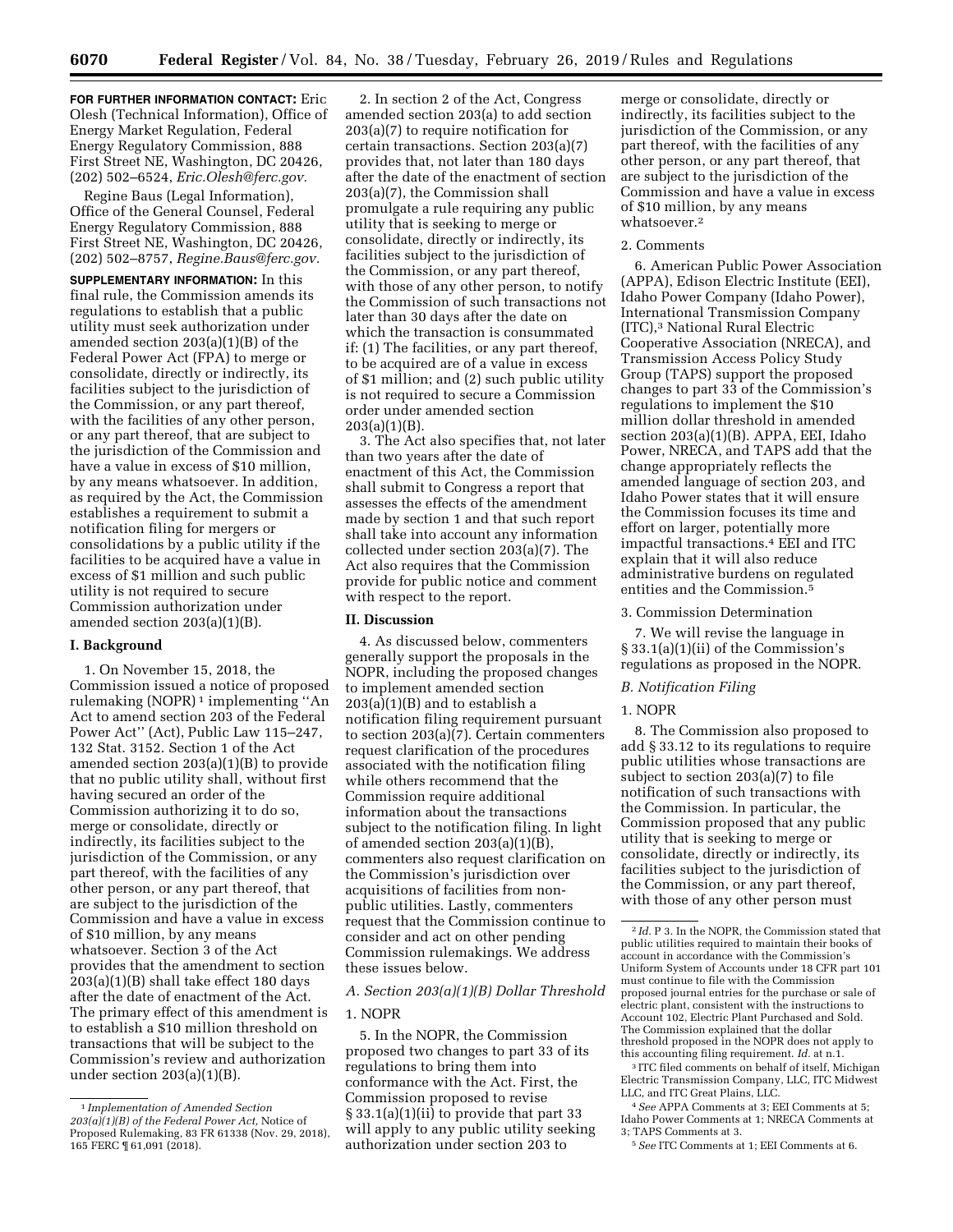**FOR FURTHER INFORMATION CONTACT:** Eric Olesh (Technical Information), Office of Energy Market Regulation, Federal Energy Regulatory Commission, 888 First Street NE, Washington, DC 20426, (202) 502–6524, *Eric.Olesh@ferc.gov.*

Regine Baus (Legal Information), Office of the General Counsel, Federal Energy Regulatory Commission, 888 First Street NE, Washington, DC 20426, (202) 502–8757, *Regine.Baus@ferc.gov.*

**SUPPLEMENTARY INFORMATION:** In this final rule, the Commission amends its regulations to establish that a public utility must seek authorization under amended section 203(a)(1)(B) of the Federal Power Act (FPA) to merge or consolidate, directly or indirectly, its facilities subject to the jurisdiction of the Commission, or any part thereof, with the facilities of any other person, or any part thereof, that are subject to the jurisdiction of the Commission and have a value in excess of $10 million, by any means whatsoever. In addition, as required by the Act, the Commission establishes a requirement to submit a notification filing for mergers or consolidations by a public utility if the facilities to be acquired have a value in excess of $1 million and such public utility is not required to secure Commission authorization under amended section 203(a)(1)(B).

## I. Background

1. On November 15, 2018, the Commission issued a notice of proposed rulemaking (NOPR) [1] implementing ''An Act to amend section 203 of the Federal Power Act'' (Act), Public Law 115–247, 132 Stat. 3152. Section 1 of the Act amended section 203(a)(1)(B) to provide that no public utility shall, without first having secured an order of the Commission authorizing it to do so, merge or consolidate, directly or indirectly, its facilities subject to the jurisdiction of the Commission, or any part thereof, with the facilities of any other person, or any part thereof, that are subject to the jurisdiction of the Commission and have a value in excess of $10 million, by any means whatsoever. Section 3 of the Act provides that the amendment to section 203(a)(1)(B) shall take effect 180 days after the date of enactment of the Act. The primary effect of this amendment is to establish a $10 million threshold on transactions that will be subject to the Commission's review and authorization under section 203(a)(1)(B).

2. In section 2 of the Act, Congress amended section 203(a) to add section 203(a)(7) to require notification for certain transactions. Section 203(a)(7) provides that, not later than 180 days after the date of the enactment of section 203(a)(7), the Commission shall promulgate a rule requiring any public utility that is seeking to merge or consolidate, directly or indirectly, its facilities subject to the jurisdiction of the Commission, or any part thereof, with those of any other person, to notify the Commission of such transactions not later than 30 days after the date on which the transaction is consummated if: (1) The facilities, or any part thereof, to be acquired are of a value in excess of $1 million; and (2) such public utility is not required to secure a Commission order under amended section 203(a)(1)(B).

3. The Act also specifies that, not later than two years after the date of enactment of this Act, the Commission shall submit to Congress a report that assesses the effects of the amendment made by section 1 and that such report shall take into account any information collected under section 203(a)(7). The Act also requires that the Commission provide for public notice and comment with respect to the report.

## II. Discussion

4. As discussed below, commenters generally support the proposals in the NOPR, including the proposed changes to implement amended section 203(a)(1)(B) and to establish a notification filing requirement pursuant to section 203(a)(7). Certain commenters request clarification of the procedures associated with the notification filing while others recommend that the Commission require additional information about the transactions subject to the notification filing. In light of amended section 203(a)(1)(B), commenters also request clarification on the Commission's jurisdiction over acquisitions of facilities from non-public utilities. Lastly, commenters request that the Commission continue to consider and act on other pending Commission rulemakings. We address these issues below.

### *A. Section 203(a)(1)(B) Dollar Threshold*

#### 1. NOPR

5. In the NOPR, the Commission proposed two changes to part 33 of its regulations to bring them into conformance with the Act. First, the Commission proposed to revise § 33.1(a)(1)(ii) to provide that part 33 will apply to any public utility seeking authorization under section 203 to merge or consolidate, directly or indirectly, its facilities subject to the jurisdiction of the Commission, or any part thereof, with the facilities of any other person, or any part thereof, that are subject to the jurisdiction of the Commission and have a value in excess of $10 million, by any means whatsoever.[2]

#### 2. Comments

6. American Public Power Association (APPA), Edison Electric Institute (EEI), Idaho Power Company (Idaho Power), International Transmission Company (ITC),[3] National Rural Electric Cooperative Association (NRECA), and Transmission Access Policy Study Group (TAPS) support the proposed changes to part 33 of the Commission's regulations to implement the $10 million dollar threshold in amended section 203(a)(1)(B). APPA, EEI, Idaho Power, NRECA, and TAPS add that the change appropriately reflects the amended language of section 203, and Idaho Power states that it will ensure the Commission focuses its time and effort on larger, potentially more impactful transactions.[4] EEI and ITC explain that it will also reduce administrative burdens on regulated entities and the Commission.[5]

#### 3. Commission Determination

7. We will revise the language in § 33.1(a)(1)(ii) of the Commission's regulations as proposed in the NOPR.

### *B. Notification Filing*

#### 1. NOPR

8. The Commission also proposed to add § 33.12 to its regulations to require public utilities whose transactions are subject to section 203(a)(7) to file notification of such transactions with the Commission. In particular, the Commission proposed that any public utility that is seeking to merge or consolidate, directly or indirectly, its facilities subject to the jurisdiction of the Commission, or any part thereof, with those of any other person must

---

[1] *Implementation of Amended Section 203(a)(1)(B) of the Federal Power Act,* Notice of Proposed Rulemaking, 83 FR 61338 (Nov. 29, 2018), 165 FERC ¶ 61,091 (2018).

[2] *Id.* P 3. In the NOPR, the Commission stated that public utilities required to maintain their books of account in accordance with the Commission's Uniform System of Accounts under 18 CFR part 101 must continue to file with the Commission proposed journal entries for the purchase or sale of electric plant, consistent with the instructions to Account 102, Electric Plant Purchased and Sold. The Commission explained that the dollar threshold proposed in the NOPR does not apply to this accounting filing requirement. *Id.* at n.1.

[3] ITC filed comments on behalf of itself, Michigan Electric Transmission Company, LLC, ITC Midwest LLC, and ITC Great Plains, LLC.

[4] *See* APPA Comments at 3; EEI Comments at 5; Idaho Power Comments at 1; NRECA Comments at 3; TAPS Comments at 3.

[5] *See* ITC Comments at 1; EEI Comments at 6.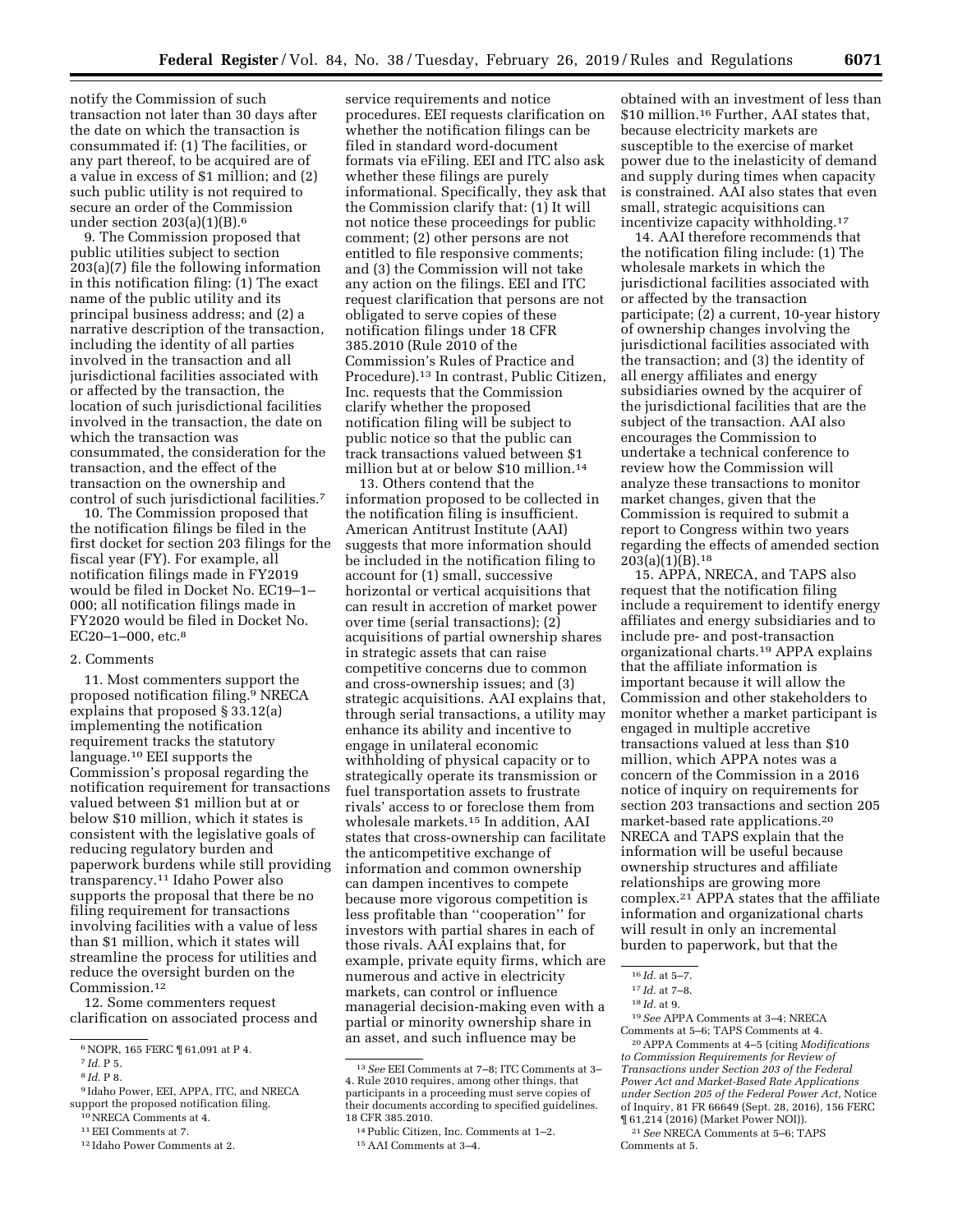notify the Commission of such transaction not later than 30 days after the date on which the transaction is consummated if: (1) The facilities, or any part thereof, to be acquired are of a value in excess of $1 million; and (2) such public utility is not required to secure an order of the Commission under section 203(a)(1)(B).[6]

9. The Commission proposed that public utilities subject to section 203(a)(7) file the following information in this notification filing: (1) The exact name of the public utility and its principal business address; and (2) a narrative description of the transaction, including the identity of all parties involved in the transaction and all jurisdictional facilities associated with or affected by the transaction, the location of such jurisdictional facilities involved in the transaction, the date on which the transaction was consummated, the consideration for the transaction, and the effect of the transaction on the ownership and control of such jurisdictional facilities.[7]

10. The Commission proposed that the notification filings be filed in the first docket for section 203 filings for the fiscal year (FY). For example, all notification filings made in FY2019 would be filed in Docket No. EC19–1–000; all notification filings made in FY2020 would be filed in Docket No. EC20–1–000, etc.[8]

## 2. Comments

11. Most commenters support the proposed notification filing.[9] NRECA explains that proposed § 33.12(a) implementing the notification requirement tracks the statutory language.[10] EEI supports the Commission's proposal regarding the notification requirement for transactions valued between $1 million but at or below $10 million, which it states is consistent with the legislative goals of reducing regulatory burden and paperwork burdens while still providing transparency.[11] Idaho Power also supports the proposal that there be no filing requirement for transactions involving facilities with a value of less than $1 million, which it states will streamline the process for utilities and reduce the oversight burden on the Commission.[12]

12. Some commenters request clarification on associated process and service requirements and notice procedures. EEI requests clarification on whether the notification filings can be filed in standard word-document formats via eFiling. EEI and ITC also ask whether these filings are purely informational. Specifically, they ask that the Commission clarify that: (1) It will not notice these proceedings for public comment; (2) other persons are not entitled to file responsive comments; and (3) the Commission will not take any action on the filings. EEI and ITC request clarification that persons are not obligated to serve copies of these notification filings under 18 CFR 385.2010 (Rule 2010 of the Commission's Rules of Practice and Procedure).[13] In contrast, Public Citizen, Inc. requests that the Commission clarify whether the proposed notification filing will be subject to public notice so that the public can track transactions valued between $1 million but at or below $10 million.[14]

13. Others contend that the information proposed to be collected in the notification filing is insufficient. American Antitrust Institute (AAI) suggests that more information should be included in the notification filing to account for (1) small, successive horizontal or vertical acquisitions that can result in accretion of market power over time (serial transactions); (2) acquisitions of partial ownership shares in strategic assets that can raise competitive concerns due to common and cross-ownership issues; and (3) strategic acquisitions. AAI explains that, through serial transactions, a utility may enhance its ability and incentive to engage in unilateral economic withholding of physical capacity or to strategically operate its transmission or fuel transportation assets to frustrate rivals' access to or foreclose them from wholesale markets.[15] In addition, AAI states that cross-ownership can facilitate the anticompetitive exchange of information and common ownership can dampen incentives to compete because more vigorous competition is less profitable than "cooperation" for investors with partial shares in each of those rivals. AAI explains that, for example, private equity firms, which are numerous and active in electricity markets, can control or influence managerial decision-making even with a partial or minority ownership share in an asset, and such influence may be obtained with an investment of less than $10 million.[16] Further, AAI states that, because electricity markets are susceptible to the exercise of market power due to the inelasticity of demand and supply during times when capacity is constrained. AAI also states that even small, strategic acquisitions can incentivize capacity withholding.[17]

14. AAI therefore recommends that the notification filing include: (1) The wholesale markets in which the jurisdictional facilities associated with or affected by the transaction participate; (2) a current, 10-year history of ownership changes involving the jurisdictional facilities associated with the transaction; and (3) the identity of all energy affiliates and energy subsidiaries owned by the acquirer of the jurisdictional facilities that are the subject of the transaction. AAI also encourages the Commission to undertake a technical conference to review how the Commission will analyze these transactions to monitor market changes, given that the Commission is required to submit a report to Congress within two years regarding the effects of amended section 203(a)(1)(B).[18]

15. APPA, NRECA, and TAPS also request that the notification filing include a requirement to identify energy affiliates and energy subsidiaries and to include pre- and post-transaction organizational charts.[19] APPA explains that the affiliate information is important because it will allow the Commission and other stakeholders to monitor whether a market participant is engaged in multiple accretive transactions valued at less than $10 million, which APPA notes was a concern of the Commission in a 2016 notice of inquiry on requirements for section 203 transactions and section 205 market-based rate applications.[20] NRECA and TAPS explain that the information will be useful because ownership structures and affiliate relationships are growing more complex.[21] APPA states that the affiliate information and organizational charts will result in only an incremental burden to paperwork, but that the

---

[6] NOPR, 165 FERC ¶ 61,091 at P 4.

[7] *Id.* P 5.

[8] *Id.* P 8.

[9] Idaho Power, EEI, APPA, ITC, and NRECA support the proposed notification filing.

[10] NRECA Comments at 4.

[11] EEI Comments at 7.

[12] Idaho Power Comments at 2.

[13] *See* EEI Comments at 7–8; ITC Comments at 3–4. Rule 2010 requires, among other things, that participants in a proceeding must serve copies of their documents according to specified guidelines. 18 CFR 385.2010.

[14] Public Citizen, Inc. Comments at 1–2.

[15] AAI Comments at 3–4.

[16] *Id.* at 5–7.

[17] *Id.* at 7–8.

[18] *Id.* at 9.

[19] *See* APPA Comments at 3–4; NRECA Comments at 5–6; TAPS Comments at 4.

[20] APPA Comments at 4–5 (citing *Modifications to Commission Requirements for Review of Transactions under Section 203 of the Federal Power Act and Market-Based Rate Applications under Section 205 of the Federal Power Act*, Notice of Inquiry, 81 FR 66649 (Sept. 28, 2016), 156 FERC ¶ 61,214 (2016) (Market Power NOI)).

[21] *See* NRECA Comments at 5–6; TAPS Comments at 5.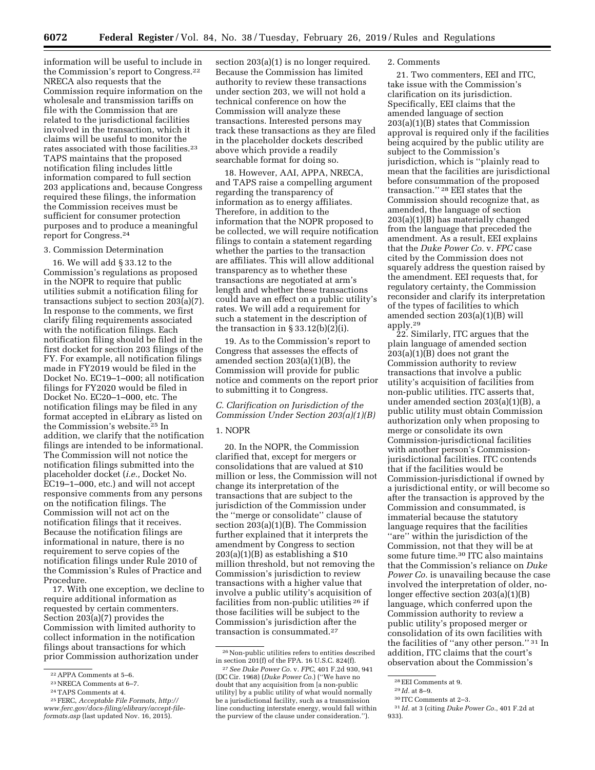information will be useful to include in the Commission's report to Congress.[22] NRECA also requests that the Commission require information on the wholesale and transmission tariffs on file with the Commission that are related to the jurisdictional facilities involved in the transaction, which it claims will be useful to monitor the rates associated with those facilities.[23] TAPS maintains that the proposed notification filing includes little information compared to full section 203 applications and, because Congress required these filings, the information the Commission receives must be sufficient for consumer protection purposes and to produce a meaningful report for Congress.[24]

3. Commission Determination

16. We will add § 33.12 to the Commission's regulations as proposed in the NOPR to require that public utilities submit a notification filing for transactions subject to section 203(a)(7). In response to the comments, we first clarify filing requirements associated with the notification filings. Each notification filing should be filed in the first docket for section 203 filings of the FY. For example, all notification filings made in FY2019 would be filed in the Docket No. EC19–1–000; all notification filings for FY2020 would be filed in Docket No. EC20–1–000, etc. The notification filings may be filed in any format accepted in eLibrary as listed on the Commission's website.[25] In addition, we clarify that the notification filings are intended to be informational. The Commission will not notice the notification filings submitted into the placeholder docket (*i.e.,* Docket No. EC19–1–000, etc.) and will not accept responsive comments from any persons on the notification filings. The Commission will not act on the notification filings that it receives. Because the notification filings are informational in nature, there is no requirement to serve copies of the notification filings under Rule 2010 of the Commission's Rules of Practice and Procedure.

17. With one exception, we decline to require additional information as requested by certain commenters. Section 203(a)(7) provides the Commission with limited authority to collect information in the notification filings about transactions for which prior Commission authorization under section 203(a)(1) is no longer required. Because the Commission has limited authority to review these transactions under section 203, we will not hold a technical conference on how the Commission will analyze these transactions. Interested persons may track these transactions as they are filed in the placeholder dockets described above which provide a readily searchable format for doing so.

18. However, AAI, APPA, NRECA, and TAPS raise a compelling argument regarding the transparency of information as to energy affiliates. Therefore, in addition to the information that the NOPR proposed to be collected, we will require notification filings to contain a statement regarding whether the parties to the transaction are affiliates. This will allow additional transparency as to whether these transactions are negotiated at arm's length and whether these transactions could have an effect on a public utility's rates. We will add a requirement for such a statement in the description of the transaction in § 33.12(b)(2)(i).

19. As to the Commission's report to Congress that assesses the effects of amended section 203(a)(1)(B), the Commission will provide for public notice and comments on the report prior to submitting it to Congress.

### *C. Clarification on Jurisdiction of the Commission Under Section 203(a)(1)(B)*

1. NOPR

20. In the NOPR, the Commission clarified that, except for mergers or consolidations that are valued at $10 million or less, the Commission will not change its interpretation of the transactions that are subject to the jurisdiction of the Commission under the ''merge or consolidate'' clause of section 203(a)(1)(B). The Commission further explained that it interprets the amendment by Congress to section 203(a)(1)(B) as establishing a $10 million threshold, but not removing the Commission's jurisdiction to review transactions with a higher value that involve a public utility's acquisition of facilities from non-public utilities[26] if those facilities will be subject to the Commission's jurisdiction after the transaction is consummated.[27]

2. Comments

21. Two commenters, EEI and ITC, take issue with the Commission's clarification on its jurisdiction. Specifically, EEI claims that the amended language of section 203(a)(1)(B) states that Commission approval is required only if the facilities being acquired by the public utility are subject to the Commission's jurisdiction, which is ''plainly read to mean that the facilities are jurisdictional before consummation of the proposed transaction.''[28] EEI states that the Commission should recognize that, as amended, the language of section 203(a)(1)(B) has materially changed from the language that preceded the amendment. As a result, EEI explains that the *Duke Power Co.* v. *FPC* case cited by the Commission does not squarely address the question raised by the amendment. EEI requests that, for regulatory certainty, the Commission reconsider and clarify its interpretation of the types of facilities to which amended section 203(a)(1)(B) will apply.[29]

22. Similarly, ITC argues that the plain language of amended section 203(a)(1)(B) does not grant the Commission authority to review transactions that involve a public utility's acquisition of facilities from non-public utilities. ITC asserts that, under amended section 203(a)(1)(B), a public utility must obtain Commission authorization only when proposing to merge or consolidate its own Commission-jurisdictional facilities with another person's Commission-jurisdictional facilities. ITC contends that if the facilities would be Commission-jurisdictional if owned by a jurisdictional entity, or will become so after the transaction is approved by the Commission and consummated, is immaterial because the statutory language requires that the facilities ''are'' within the jurisdiction of the Commission, not that they will be at some future time.[30] ITC also maintains that the Commission's reliance on *Duke Power Co.* is unavailing because the case involved the interpretation of older, no-longer effective section 203(a)(1)(B) language, which conferred upon the Commission authority to review a public utility's proposed merger or consolidation of its own facilities with the facilities of ''any other person.''[31] In addition, ITC claims that the court's observation about the Commission's

---

[22] APPA Comments at 5–6.

[23] NRECA Comments at 6–7.

[24] TAPS Comments at 4.

[25] FERC, *Acceptable File Formats, http://www.ferc.gov/docs-filing/elibrary/accept-file-formats.asp* (last updated Nov. 16, 2015).

[26] Non-public utilities refers to entities described in section 201(f) of the FPA. 16 U.S.C. 824(f).

[27] *See Duke Power Co.* v. *FPC,* 401 F.2d 930, 941 (DC Cir. 1968) (*Duke Power Co.*) (''We have no doubt that any acquisition from [a non-public utility] by a public utility of what would normally be a jurisdictional facility, such as a transmission line conducting interstate energy, would fall within the purview of the clause under consideration.'').

[28] EEI Comments at 9.

[29] *Id.* at 8–9.

[30] ITC Comments at 2–3.

[31] *Id.* at 3 (citing *Duke Power Co.*, 401 F.2d at 933).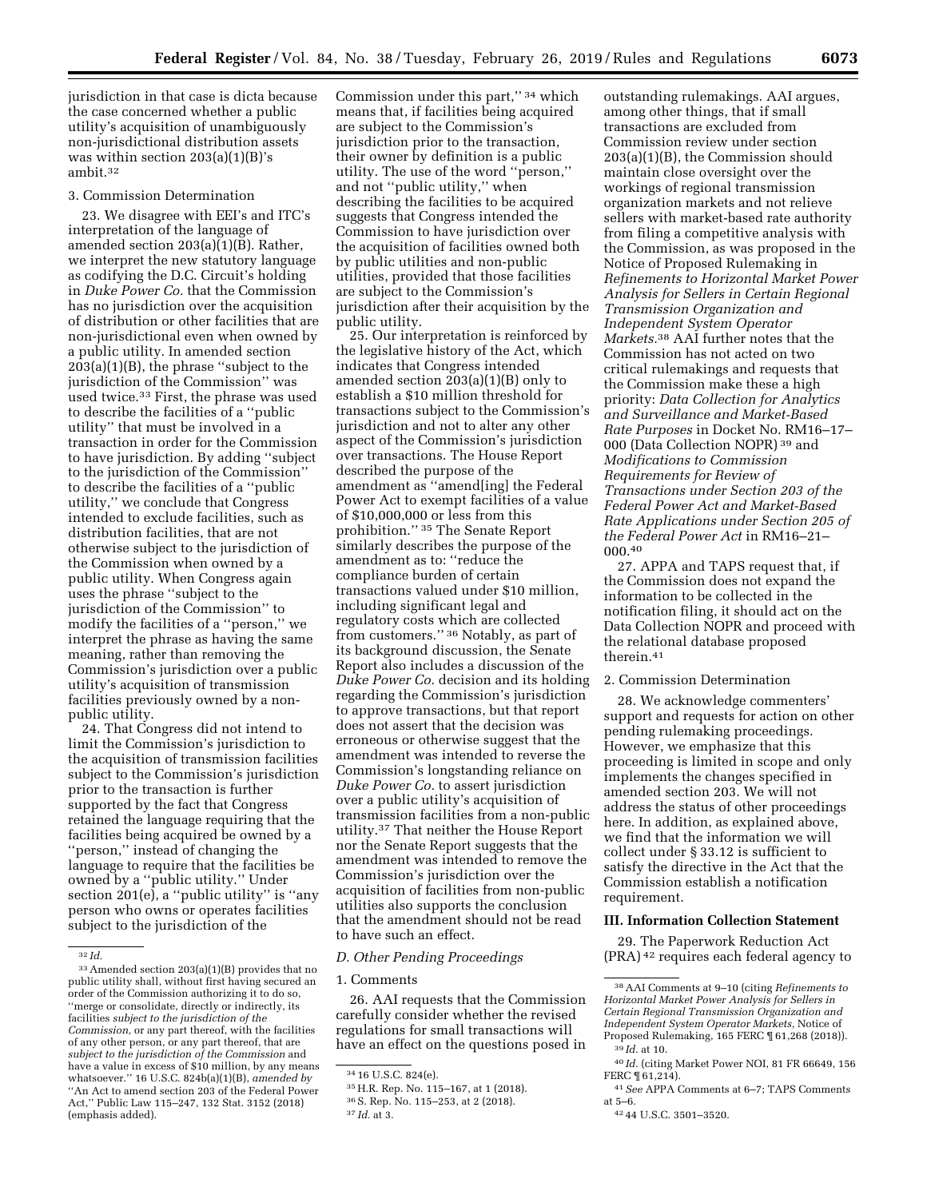jurisdiction in that case is dicta because the case concerned whether a public utility's acquisition of unambiguously non-jurisdictional distribution assets was within section 203(a)(1)(B)'s ambit.[32]

3. Commission Determination

23. We disagree with EEI's and ITC's interpretation of the language of amended section 203(a)(1)(B). Rather, we interpret the new statutory language as codifying the D.C. Circuit's holding in *Duke Power Co.* that the Commission has no jurisdiction over the acquisition of distribution or other facilities that are non-jurisdictional even when owned by a public utility. In amended section 203(a)(1)(B), the phrase "subject to the jurisdiction of the Commission" was used twice.[33] First, the phrase was used to describe the facilities of a "public utility" that must be involved in a transaction in order for the Commission to have jurisdiction. By adding "subject to the jurisdiction of the Commission" to describe the facilities of a "public utility," we conclude that Congress intended to exclude facilities, such as distribution facilities, that are not otherwise subject to the jurisdiction of the Commission when owned by a public utility. When Congress again uses the phrase "subject to the jurisdiction of the Commission" to modify the facilities of a "person," we interpret the phrase as having the same meaning, rather than removing the Commission's jurisdiction over a public utility's acquisition of transmission facilities previously owned by a non-public utility.

24. That Congress did not intend to limit the Commission's jurisdiction to the acquisition of transmission facilities subject to the Commission's jurisdiction prior to the transaction is further supported by the fact that Congress retained the language requiring that the facilities being acquired be owned by a "person," instead of changing the language to require that the facilities be owned by a "public utility." Under section 201(e), a "public utility" is "any person who owns or operates facilities subject to the jurisdiction of the Commission under this part,"[34] which means that, if facilities being acquired are subject to the Commission's jurisdiction prior to the transaction, their owner by definition is a public utility. The use of the word "person," and not "public utility," when describing the facilities to be acquired suggests that Congress intended the Commission to have jurisdiction over the acquisition of facilities owned both by public utilities and non-public utilities, provided that those facilities are subject to the Commission's jurisdiction after their acquisition by the public utility.

25. Our interpretation is reinforced by the legislative history of the Act, which indicates that Congress intended amended section 203(a)(1)(B) only to establish a $10 million threshold for transactions subject to the Commission's jurisdiction and not to alter any other aspect of the Commission's jurisdiction over transactions. The House Report described the purpose of the amendment as "amend[ing] the Federal Power Act to exempt facilities of a value of $10,000,000 or less from this prohibition."[35] The Senate Report similarly describes the purpose of the amendment as to: "reduce the compliance burden of certain transactions valued under $10 million, including significant legal and regulatory costs which are collected from customers."[36] Notably, as part of its background discussion, the Senate Report also includes a discussion of the *Duke Power Co.* decision and its holding regarding the Commission's jurisdiction to approve transactions, but that report does not assert that the decision was erroneous or otherwise suggest that the amendment was intended to reverse the Commission's longstanding reliance on *Duke Power Co.* to assert jurisdiction over a public utility's acquisition of transmission facilities from a non-public utility.[37] That neither the House Report nor the Senate Report suggests that the amendment was intended to remove the Commission's jurisdiction over the acquisition of facilities from non-public utilities also supports the conclusion that the amendment should not be read to have such an effect.

### *D. Other Pending Proceedings*

1. Comments

26. AAI requests that the Commission carefully consider whether the revised regulations for small transactions will have an effect on the questions posed in outstanding rulemakings. AAI argues, among other things, that if small transactions are excluded from Commission review under section 203(a)(1)(B), the Commission should maintain close oversight over the workings of regional transmission organization markets and not relieve sellers with market-based rate authority from filing a competitive analysis with the Commission, as was proposed in the Notice of Proposed Rulemaking in *Refinements to Horizontal Market Power Analysis for Sellers in Certain Regional Transmission Organization and Independent System Operator Markets.*[38] AAI further notes that the Commission has not acted on two critical rulemakings and requests that the Commission make these a high priority: *Data Collection for Analytics and Surveillance and Market-Based Rate Purposes* in Docket No. RM16–17–000 (Data Collection NOPR)[39] and *Modifications to Commission Requirements for Review of Transactions under Section 203 of the Federal Power Act and Market-Based Rate Applications under Section 205 of the Federal Power Act* in RM16–21–000.[40]

27. APPA and TAPS request that, if the Commission does not expand the information to be collected in the notification filing, it should act on the Data Collection NOPR and proceed with the relational database proposed therein.[41]

2. Commission Determination

28. We acknowledge commenters' support and requests for action on other pending rulemaking proceedings. However, we emphasize that this proceeding is limited in scope and only implements the changes specified in amended section 203. We will not address the status of other proceedings here. In addition, as explained above, we find that the information we will collect under § 33.12 is sufficient to satisfy the directive in the Act that the Commission establish a notification requirement.

## III. Information Collection Statement

29. The Paperwork Reduction Act (PRA)[42] requires each federal agency to

---

[32] *Id.*

[33] Amended section 203(a)(1)(B) provides that no public utility shall, without first having secured an order of the Commission authorizing it to do so, "merge or consolidate, directly or indirectly, its facilities *subject to the jurisdiction of the Commission,* or any part thereof, with the facilities of any other person, or any part thereof, that are *subject to the jurisdiction of the Commission* and have a value in excess of $10 million, by any means whatsoever." 16 U.S.C. 824b(a)(1)(B), *amended by* "An Act to amend section 203 of the Federal Power Act," Public Law 115–247, 132 Stat. 3152 (2018) (emphasis added).

[34] 16 U.S.C. 824(e).

[35] H.R. Rep. No. 115–167, at 1 (2018).

[36] S. Rep. No. 115–253, at 2 (2018).

[37] *Id.* at 3.

[38] AAI Comments at 9–10 (citing *Refinements to Horizontal Market Power Analysis for Sellers in Certain Regional Transmission Organization and Independent System Operator Markets,* Notice of Proposed Rulemaking, 165 FERC ¶ 61,268 (2018)).

[39] *Id.* at 10.

[40] *Id.* (citing Market Power NOI, 81 FR 66649, 156 FERC ¶ 61,214).

[41] *See* APPA Comments at 6–7; TAPS Comments at 5–6.

[42] 44 U.S.C. 3501–3520.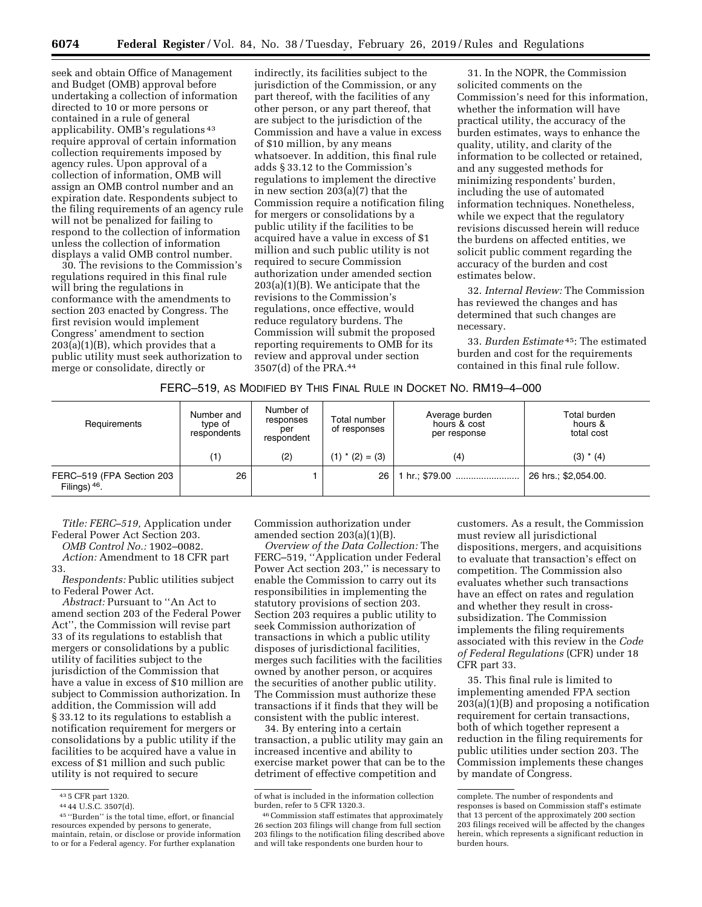seek and obtain Office of Management and Budget (OMB) approval before undertaking a collection of information directed to 10 or more persons or contained in a rule of general applicability. OMB's regulations [43] require approval of certain information collection requirements imposed by agency rules. Upon approval of a collection of information, OMB will assign an OMB control number and an expiration date. Respondents subject to the filing requirements of an agency rule will not be penalized for failing to respond to the collection of information unless the collection of information displays a valid OMB control number.

30. The revisions to the Commission's regulations required in this final rule will bring the regulations in conformance with the amendments to section 203 enacted by Congress. The first revision would implement Congress' amendment to section 203(a)(1)(B), which provides that a public utility must seek authorization to merge or consolidate, directly or indirectly, its facilities subject to the jurisdiction of the Commission, or any part thereof, with the facilities of any other person, or any part thereof, that are subject to the jurisdiction of the Commission and have a value in excess of $10 million, by any means whatsoever. In addition, this final rule adds § 33.12 to the Commission's regulations to implement the directive in new section 203(a)(7) that the Commission require a notification filing for mergers or consolidations by a public utility if the facilities to be acquired have a value in excess of $1 million and such public utility is not required to secure Commission authorization under amended section 203(a)(1)(B). We anticipate that the revisions to the Commission's regulations, once effective, would reduce regulatory burdens. The Commission will submit the proposed reporting requirements to OMB for its review and approval under section 3507(d) of the PRA.[44]

31. In the NOPR, the Commission solicited comments on the Commission's need for this information, whether the information will have practical utility, the accuracy of the burden estimates, ways to enhance the quality, utility, and clarity of the information to be collected or retained, and any suggested methods for minimizing respondents' burden, including the use of automated information techniques. Nonetheless, while we expect that the regulatory revisions discussed herein will reduce the burdens on affected entities, we solicit public comment regarding the accuracy of the burden and cost estimates below.

32. *Internal Review:* The Commission has reviewed the changes and has determined that such changes are necessary.

33. *Burden Estimate*[45]: The estimated burden and cost for the requirements contained in this final rule follow.

FERC–519, AS MODIFIED BY THIS FINAL RULE IN DOCKET NO. RM19–4–000

| Requirements | Number and type of respondents | Number of responses per respondent | Total number of responses | Average burden hours & cost per response | Total burden hours & total cost |
|---|---|---|---|---|---|
| | (1) | (2) | (1) * (2) = (3) | (4) | (3) * (4) |
| FERC–519 (FPA Section 203 Filings) [46]. | 26 | 1 | 26 | 1 hr.; $79.00 | 26 hrs.; $2,054.00. |

*Title: FERC–519,* Application under Federal Power Act Section 203.

*OMB Control No.:* 1902–0082.

*Action:* Amendment to 18 CFR part 33.

*Respondents:* Public utilities subject to Federal Power Act.

*Abstract:* Pursuant to ''An Act to amend section 203 of the Federal Power Act'', the Commission will revise part 33 of its regulations to establish that mergers or consolidations by a public utility of facilities subject to the jurisdiction of the Commission that have a value in excess of $10 million are subject to Commission authorization. In addition, the Commission will add § 33.12 to its regulations to establish a notification requirement for mergers or consolidations by a public utility if the facilities to be acquired have a value in excess of $1 million and such public utility is not required to secure Commission authorization under amended section 203(a)(1)(B).

*Overview of the Data Collection:* The FERC–519, ''Application under Federal Power Act section 203,'' is necessary to enable the Commission to carry out its responsibilities in implementing the statutory provisions of section 203. Section 203 requires a public utility to seek Commission authorization of transactions in which a public utility disposes of jurisdictional facilities, merges such facilities with the facilities owned by another person, or acquires the securities of another public utility. The Commission must authorize these transactions if it finds that they will be consistent with the public interest.

34. By entering into a certain transaction, a public utility may gain an increased incentive and ability to exercise market power that can be to the detriment of effective competition and customers. As a result, the Commission must review all jurisdictional dispositions, mergers, and acquisitions to evaluate that transaction's effect on competition. The Commission also evaluates whether such transactions have an effect on rates and regulation and whether they result in cross-subsidization. The Commission implements the filing requirements associated with this review in the *Code of Federal Regulations* (CFR) under 18 CFR part 33.

35. This final rule is limited to implementing amended FPA section 203(a)(1)(B) and proposing a notification requirement for certain transactions, both of which together represent a reduction in the filing requirements for public utilities under section 203. The Commission implements these changes by mandate of Congress.

---

[43] 5 CFR part 1320.

[44] 44 U.S.C. 3507(d).

[45] ''Burden'' is the total time, effort, or financial resources expended by persons to generate, maintain, retain, or disclose or provide information to or for a Federal agency. For further explanation of what is included in the information collection burden, refer to 5 CFR 1320.3.

[46] Commission staff estimates that approximately 26 section 203 filings will change from full section 203 filings to the notification filing described above and will take respondents one burden hour to complete. The number of respondents and responses is based on Commission staff's estimate that 13 percent of the approximately 200 section 203 filings received will be affected by the changes herein, which represents a significant reduction in burden hours.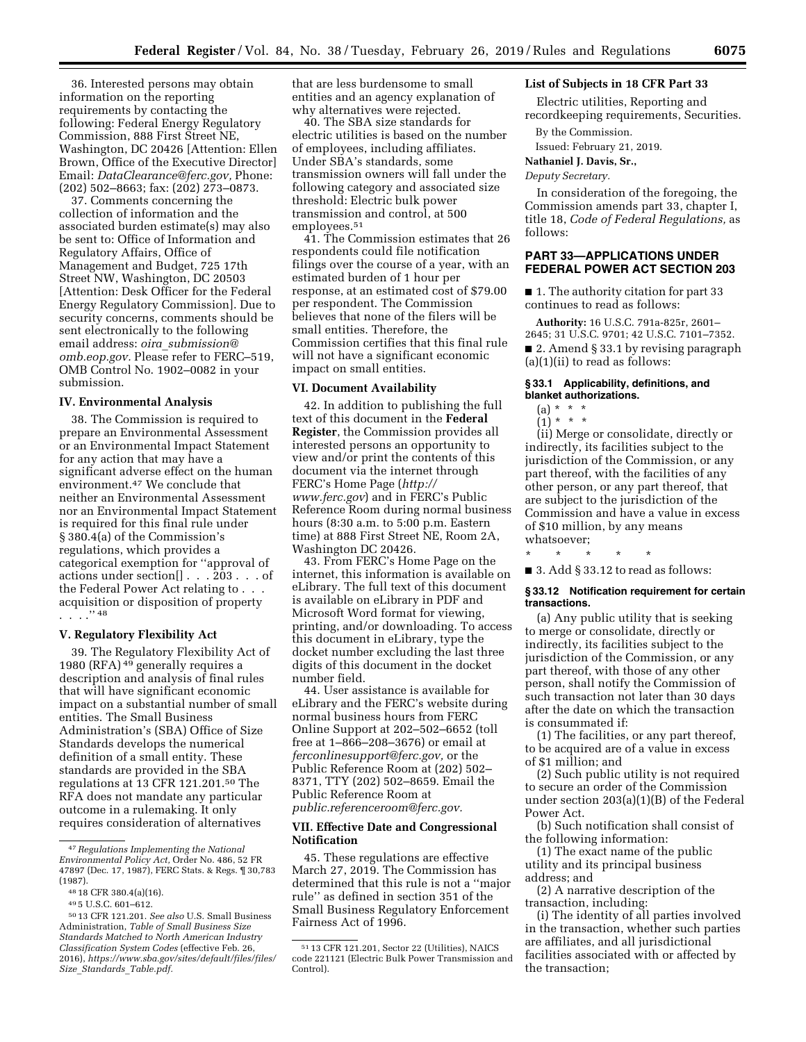36. Interested persons may obtain information on the reporting requirements by contacting the following: Federal Energy Regulatory Commission, 888 First Street NE, Washington, DC 20426 [Attention: Ellen Brown, Office of the Executive Director] Email: *DataClearance@ferc.gov,* Phone: (202) 502–8663; fax: (202) 273–0873.

37. Comments concerning the collection of information and the associated burden estimate(s) may also be sent to: Office of Information and Regulatory Affairs, Office of Management and Budget, 725 17th Street NW, Washington, DC 20503 [Attention: Desk Officer for the Federal Energy Regulatory Commission]. Due to security concerns, comments should be sent electronically to the following email address: *oira_submission@omb.eop.gov.* Please refer to FERC–519, OMB Control No. 1902–0082 in your submission.

### IV. Environmental Analysis

38. The Commission is required to prepare an Environmental Assessment or an Environmental Impact Statement for any action that may have a significant adverse effect on the human environment.[47] We conclude that neither an Environmental Assessment nor an Environmental Impact Statement is required for this final rule under § 380.4(a) of the Commission's regulations, which provides a categorical exemption for ''approval of actions under section[] . . . 203 . . . of the Federal Power Act relating to . . . acquisition or disposition of property . . . .''[48]

### V. Regulatory Flexibility Act

39. The Regulatory Flexibility Act of 1980 (RFA)[49] generally requires a description and analysis of final rules that will have significant economic impact on a substantial number of small entities. The Small Business Administration's (SBA) Office of Size Standards develops the numerical definition of a small entity. These standards are provided in the SBA regulations at 13 CFR 121.201.[50] The RFA does not mandate any particular outcome in a rulemaking. It only requires consideration of alternatives that are less burdensome to small entities and an agency explanation of why alternatives were rejected.

40. The SBA size standards for electric utilities is based on the number of employees, including affiliates. Under SBA's standards, some transmission owners will fall under the following category and associated size threshold: Electric bulk power transmission and control, at 500 employees.[51]

41. The Commission estimates that 26 respondents could file notification filings over the course of a year, with an estimated burden of 1 hour per response, at an estimated cost of $79.00 per respondent. The Commission believes that none of the filers will be small entities. Therefore, the Commission certifies that this final rule will not have a significant economic impact on small entities.

### VI. Document Availability

42. In addition to publishing the full text of this document in the **Federal Register**, the Commission provides all interested persons an opportunity to view and/or print the contents of this document via the internet through FERC's Home Page (*http://www.ferc.gov*) and in FERC's Public Reference Room during normal business hours (8:30 a.m. to 5:00 p.m. Eastern time) at 888 First Street NE, Room 2A, Washington DC 20426.

43. From FERC's Home Page on the internet, this information is available on eLibrary. The full text of this document is available on eLibrary in PDF and Microsoft Word format for viewing, printing, and/or downloading. To access this document in eLibrary, type the docket number excluding the last three digits of this document in the docket number field.

44. User assistance is available for eLibrary and the FERC's website during normal business hours from FERC Online Support at 202–502–6652 (toll free at 1–866–208–3676) or email at *ferconlinesupport@ferc.gov,* or the Public Reference Room at (202) 502–8371, TTY (202) 502–8659. Email the Public Reference Room at *public.referenceroom@ferc.gov.*

### VII. Effective Date and Congressional Notification

45. These regulations are effective March 27, 2019. The Commission has determined that this rule is not a ''major rule'' as defined in section 351 of the Small Business Regulatory Enforcement Fairness Act of 1996.

### List of Subjects in 18 CFR Part 33

Electric utilities, Reporting and recordkeeping requirements, Securities.

By the Commission.

Issued: February 21, 2019.

**Nathaniel J. Davis, Sr.,**

*Deputy Secretary.*

In consideration of the foregoing, the Commission amends part 33, chapter I, title 18, *Code of Federal Regulations,* as follows:

## PART 33—APPLICATIONS UNDER FEDERAL POWER ACT SECTION 203

■ 1. The authority citation for part 33 continues to read as follows:

**Authority:** 16 U.S.C. 791a-825r, 2601–2645; 31 U.S.C. 9701; 42 U.S.C. 7101–7352.

■ 2. Amend § 33.1 by revising paragraph (a)(1)(ii) to read as follows:

#### § 33.1 Applicability, definitions, and blanket authorizations.

(a) * * *

(1) * * *

(ii) Merge or consolidate, directly or indirectly, its facilities subject to the jurisdiction of the Commission, or any part thereof, with the facilities of any other person, or any part thereof, that are subject to the jurisdiction of the Commission and have a value in excess of $10 million, by any means whatsoever;

\* \* \* \* \*

■ 3. Add § 33.12 to read as follows:

#### § 33.12 Notification requirement for certain transactions.

(a) Any public utility that is seeking to merge or consolidate, directly or indirectly, its facilities subject to the jurisdiction of the Commission, or any part thereof, with those of any other person, shall notify the Commission of such transaction not later than 30 days after the date on which the transaction is consummated if:

(1) The facilities, or any part thereof, to be acquired are of a value in excess of $1 million; and

(2) Such public utility is not required to secure an order of the Commission under section 203(a)(1)(B) of the Federal Power Act.

(b) Such notification shall consist of the following information:

(1) The exact name of the public utility and its principal business address; and

(2) A narrative description of the transaction, including:

(i) The identity of all parties involved in the transaction, whether such parties are affiliates, and all jurisdictional facilities associated with or affected by the transaction;

---

[47] *Regulations Implementing the National Environmental Policy Act,* Order No. 486, 52 FR 47897 (Dec. 17, 1987), FERC Stats. & Regs. ¶ 30,783 (1987).

[48] 18 CFR 380.4(a)(16).

[49] 5 U.S.C. 601–612.

[50] 13 CFR 121.201. *See also* U.S. Small Business Administration, *Table of Small Business Size Standards Matched to North American Industry Classification System Codes* (effective Feb. 26, 2016), *https://www.sba.gov/sites/default/files/files/Size_Standards_Table.pdf.*

[51] 13 CFR 121.201, Sector 22 (Utilities), NAICS code 221121 (Electric Bulk Power Transmission and Control).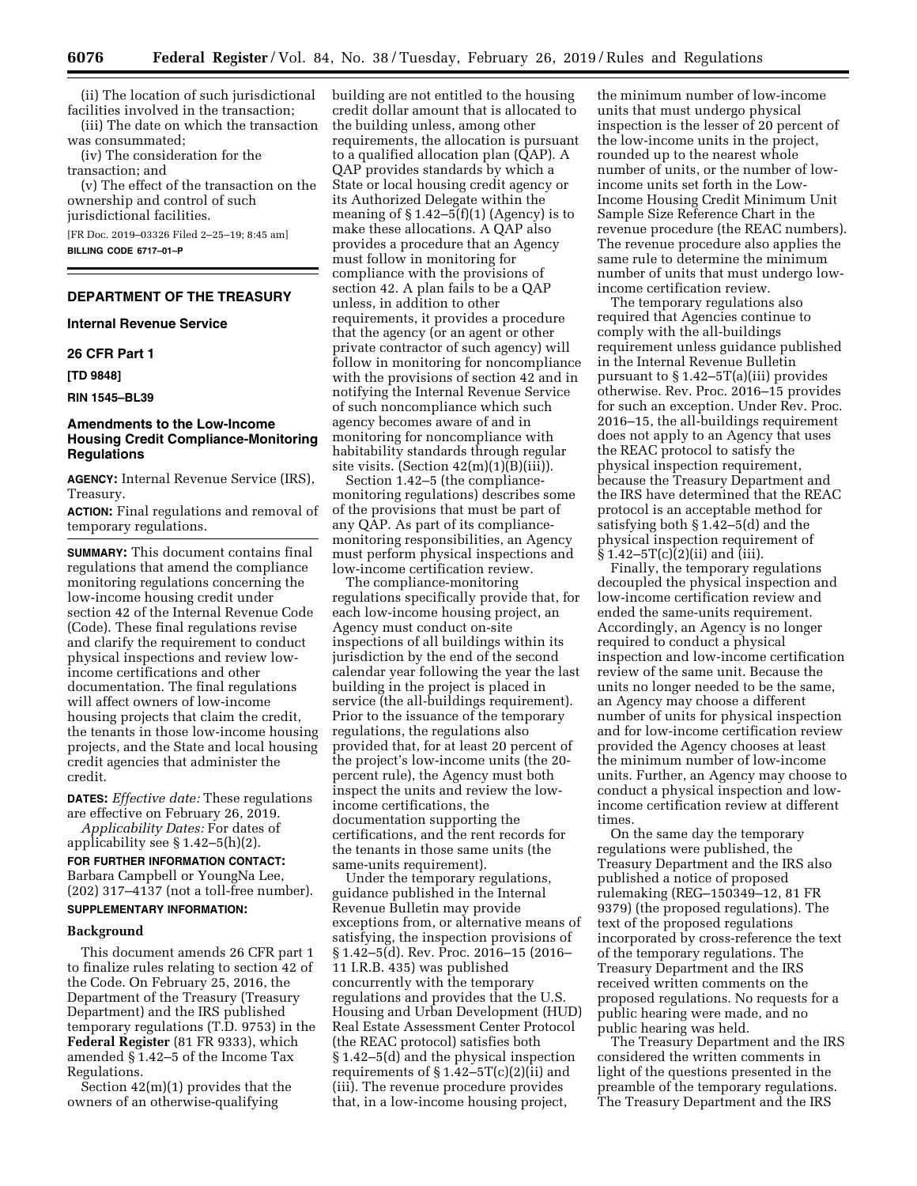(ii) The location of such jurisdictional facilities involved in the transaction;

(iii) The date on which the transaction was consummated;

(iv) The consideration for the transaction; and

(v) The effect of the transaction on the ownership and control of such jurisdictional facilities.

[FR Doc. 2019–03326 Filed 2–25–19; 8:45 am]

**BILLING CODE 6717–01–P**

---

## DEPARTMENT OF THE TREASURY

### Internal Revenue Service

### 26 CFR Part 1

### [TD 9848]

### RIN 1545–BL39

## Amendments to the Low-Income Housing Credit Compliance-Monitoring Regulations

**AGENCY:** Internal Revenue Service (IRS), Treasury.

**ACTION:** Final regulations and removal of temporary regulations.

**SUMMARY:** This document contains final regulations that amend the compliance monitoring regulations concerning the low-income housing credit under section 42 of the Internal Revenue Code (Code). These final regulations revise and clarify the requirement to conduct physical inspections and review low-income certifications and other documentation. The final regulations will affect owners of low-income housing projects that claim the credit, the tenants in those low-income housing projects, and the State and local housing credit agencies that administer the credit.

**DATES:** *Effective date:* These regulations are effective on February 26, 2019.

*Applicability Dates:* For dates of applicability see § 1.42–5(h)(2).

**FOR FURTHER INFORMATION CONTACT:** Barbara Campbell or YoungNa Lee, (202) 317–4137 (not a toll-free number).

**SUPPLEMENTARY INFORMATION:**

### Background

This document amends 26 CFR part 1 to finalize rules relating to section 42 of the Code. On February 25, 2016, the Department of the Treasury (Treasury Department) and the IRS published temporary regulations (T.D. 9753) in the **Federal Register** (81 FR 9333), which amended § 1.42–5 of the Income Tax Regulations.

Section 42(m)(1) provides that the owners of an otherwise-qualifying building are not entitled to the housing credit dollar amount that is allocated to the building unless, among other requirements, the allocation is pursuant to a qualified allocation plan (QAP). A QAP provides standards by which a State or local housing credit agency or its Authorized Delegate within the meaning of § 1.42–5(f)(1) (Agency) is to make these allocations. A QAP also provides a procedure that an Agency must follow in monitoring for compliance with the provisions of section 42. A plan fails to be a QAP unless, in addition to other requirements, it provides a procedure that the agency (or an agent or other private contractor of such agency) will follow in monitoring for noncompliance with the provisions of section 42 and in notifying the Internal Revenue Service of such noncompliance which such agency becomes aware of and in monitoring for noncompliance with habitability standards through regular site visits. (Section 42(m)(1)(B)(iii)).

Section 1.42–5 (the compliance-monitoring regulations) describes some of the provisions that must be part of any QAP. As part of its compliance-monitoring responsibilities, an Agency must perform physical inspections and low-income certification review.

The compliance-monitoring regulations specifically provide that, for each low-income housing project, an Agency must conduct on-site inspections of all buildings within its jurisdiction by the end of the second calendar year following the year the last building in the project is placed in service (the all-buildings requirement). Prior to the issuance of the temporary regulations, the regulations also provided that, for at least 20 percent of the project's low-income units (the 20-percent rule), the Agency must both inspect the units and review the low-income certifications, the documentation supporting the certifications, and the rent records for the tenants in those same units (the same-units requirement).

Under the temporary regulations, guidance published in the Internal Revenue Bulletin may provide exceptions from, or alternative means of satisfying, the inspection provisions of § 1.42–5(d). Rev. Proc. 2016–15 (2016–11 I.R.B. 435) was published concurrently with the temporary regulations and provides that the U.S. Housing and Urban Development (HUD) Real Estate Assessment Center Protocol (the REAC protocol) satisfies both § 1.42–5(d) and the physical inspection requirements of § 1.42–5T(c)(2)(ii) and (iii). The revenue procedure provides that, in a low-income housing project, the minimum number of low-income units that must undergo physical inspection is the lesser of 20 percent of the low-income units in the project, rounded up to the nearest whole number of units, or the number of low-income units set forth in the Low-Income Housing Credit Minimum Unit Sample Size Reference Chart in the revenue procedure (the REAC numbers). The revenue procedure also applies the same rule to determine the minimum number of units that must undergo low-income certification review.

The temporary regulations also required that Agencies continue to comply with the all-buildings requirement unless guidance published in the Internal Revenue Bulletin pursuant to § 1.42–5T(a)(iii) provides otherwise. Rev. Proc. 2016–15 provides for such an exception. Under Rev. Proc. 2016–15, the all-buildings requirement does not apply to an Agency that uses the REAC protocol to satisfy the physical inspection requirement, because the Treasury Department and the IRS have determined that the REAC protocol is an acceptable method for satisfying both § 1.42–5(d) and the physical inspection requirement of § 1.42–5T(c)(2)(ii) and (iii).

Finally, the temporary regulations decoupled the physical inspection and low-income certification review and ended the same-units requirement. Accordingly, an Agency is no longer required to conduct a physical inspection and low-income certification review of the same unit. Because the units no longer needed to be the same, an Agency may choose a different number of units for physical inspection and for low-income certification review provided the Agency chooses at least the minimum number of low-income units. Further, an Agency may choose to conduct a physical inspection and low-income certification review at different times.

On the same day the temporary regulations were published, the Treasury Department and the IRS also published a notice of proposed rulemaking (REG–150349–12, 81 FR 9379) (the proposed regulations). The text of the proposed regulations incorporated by cross-reference the text of the temporary regulations. The Treasury Department and the IRS received written comments on the proposed regulations. No requests for a public hearing were made, and no public hearing was held.

The Treasury Department and the IRS considered the written comments in light of the questions presented in the preamble of the temporary regulations. The Treasury Department and the IRS